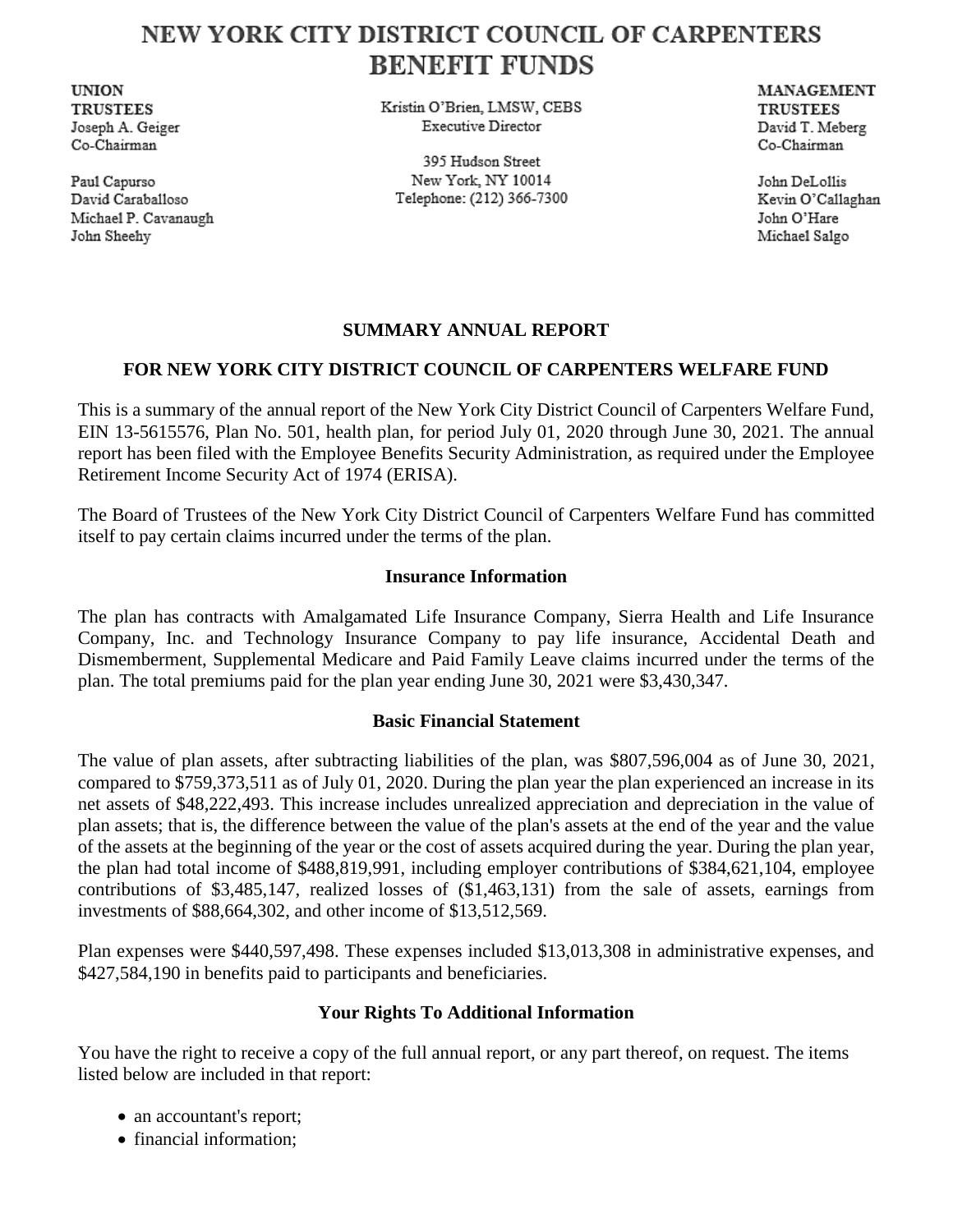# NEW YORK CITY DISTRICT COUNCIL OF CARPENTERS BENEFIT FUNDS

**UNION TRUSTEES**
Joseph A. Geiger
Co-Chairman

Paul Capurso
David Caraballoso
Michael P. Cavanaugh
John Sheehy

Kristin O'Brien, LMSW, CEBS
Executive Director

395 Hudson Street
New York, NY 10014
Telephone: (212) 366-7300

**MANAGEMENT TRUSTEES**
David T. Meberg
Co-Chairman

John DeLollis
Kevin O'Callaghan
John O'Hare
Michael Salgo

## SUMMARY ANNUAL REPORT

## FOR NEW YORK CITY DISTRICT COUNCIL OF CARPENTERS WELFARE FUND

This is a summary of the annual report of the New York City District Council of Carpenters Welfare Fund, EIN 13-5615576, Plan No. 501, health plan, for period July 01, 2020 through June 30, 2021. The annual report has been filed with the Employee Benefits Security Administration, as required under the Employee Retirement Income Security Act of 1974 (ERISA).

The Board of Trustees of the New York City District Council of Carpenters Welfare Fund has committed itself to pay certain claims incurred under the terms of the plan.

### Insurance Information

The plan has contracts with Amalgamated Life Insurance Company, Sierra Health and Life Insurance Company, Inc. and Technology Insurance Company to pay life insurance, Accidental Death and Dismemberment, Supplemental Medicare and Paid Family Leave claims incurred under the terms of the plan. The total premiums paid for the plan year ending June 30, 2021 were $3,430,347.

### Basic Financial Statement

The value of plan assets, after subtracting liabilities of the plan, was $807,596,004 as of June 30, 2021, compared to $759,373,511 as of July 01, 2020. During the plan year the plan experienced an increase in its net assets of $48,222,493. This increase includes unrealized appreciation and depreciation in the value of plan assets; that is, the difference between the value of the plan's assets at the end of the year and the value of the assets at the beginning of the year or the cost of assets acquired during the year. During the plan year, the plan had total income of $488,819,991, including employer contributions of $384,621,104, employee contributions of $3,485,147, realized losses of ($1,463,131) from the sale of assets, earnings from investments of $88,664,302, and other income of $13,512,569.

Plan expenses were $440,597,498. These expenses included $13,013,308 in administrative expenses, and $427,584,190 in benefits paid to participants and beneficiaries.

### Your Rights To Additional Information

You have the right to receive a copy of the full annual report, or any part thereof, on request. The items listed below are included in that report:

- an accountant's report;
- financial information;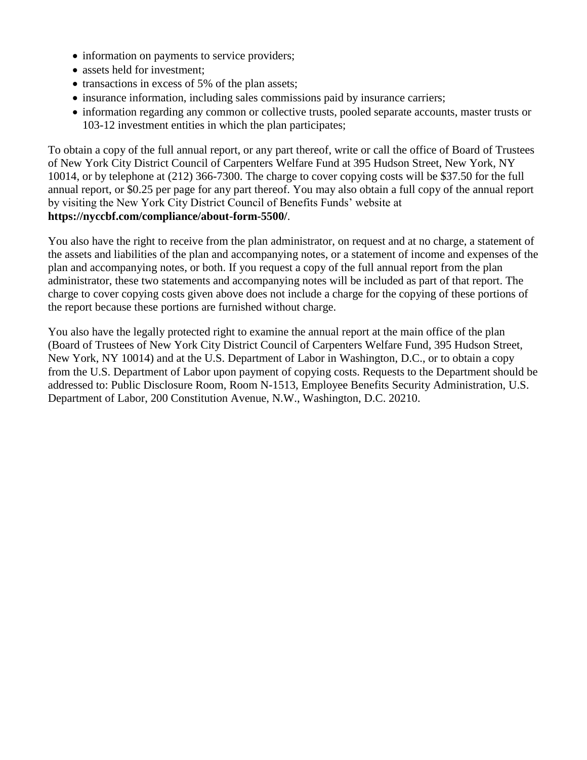- information on payments to service providers;
- assets held for investment;
- transactions in excess of 5% of the plan assets;
- insurance information, including sales commissions paid by insurance carriers;
- information regarding any common or collective trusts, pooled separate accounts, master trusts or 103-12 investment entities in which the plan participates;

To obtain a copy of the full annual report, or any part thereof, write or call the office of Board of Trustees of New York City District Council of Carpenters Welfare Fund at 395 Hudson Street, New York, NY 10014, or by telephone at (212) 366-7300. The charge to cover copying costs will be $37.50 for the full annual report, or $0.25 per page for any part thereof. You may also obtain a full copy of the annual report by visiting the New York City District Council of Benefits Funds' website at **https://nyccbf.com/compliance/about-form-5500/**.

You also have the right to receive from the plan administrator, on request and at no charge, a statement of the assets and liabilities of the plan and accompanying notes, or a statement of income and expenses of the plan and accompanying notes, or both. If you request a copy of the full annual report from the plan administrator, these two statements and accompanying notes will be included as part of that report. The charge to cover copying costs given above does not include a charge for the copying of these portions of the report because these portions are furnished without charge.

You also have the legally protected right to examine the annual report at the main office of the plan (Board of Trustees of New York City District Council of Carpenters Welfare Fund, 395 Hudson Street, New York, NY 10014) and at the U.S. Department of Labor in Washington, D.C., or to obtain a copy from the U.S. Department of Labor upon payment of copying costs. Requests to the Department should be addressed to: Public Disclosure Room, Room N-1513, Employee Benefits Security Administration, U.S. Department of Labor, 200 Constitution Avenue, N.W., Washington, D.C. 20210.